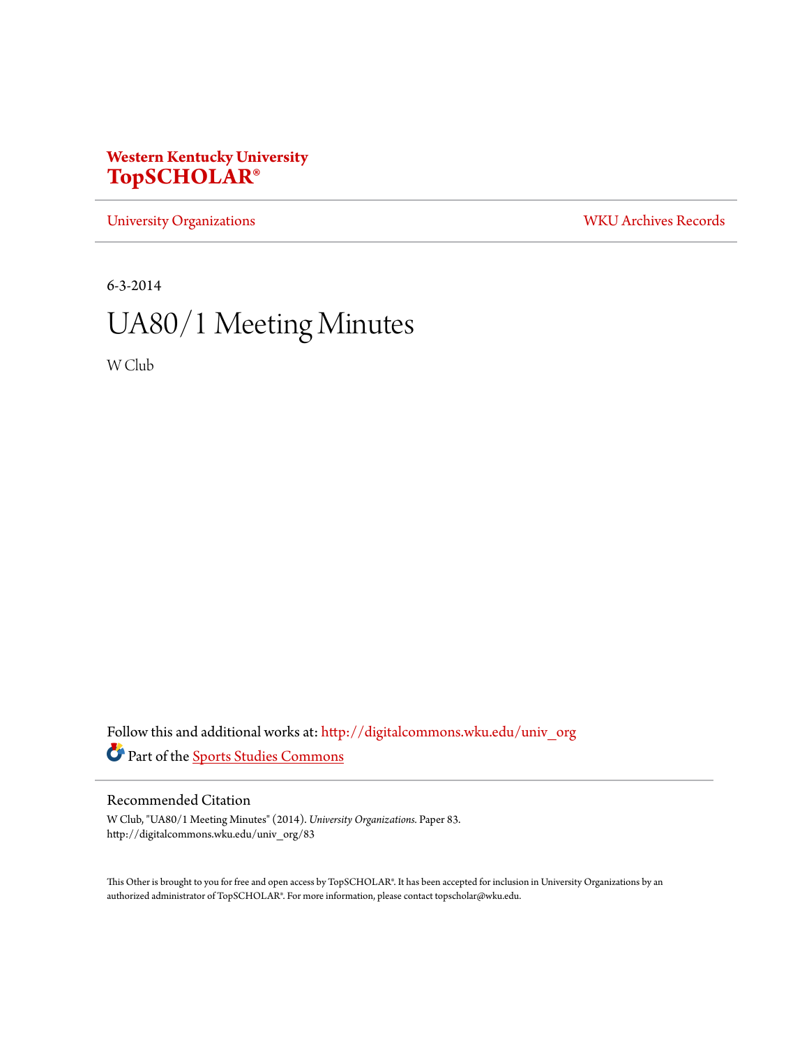**Western Kentucky University**
**TopSCHOLAR®**

University Organizations | WKU Archives Records

6-3-2014

# UA80/1 Meeting Minutes

W Club

Follow this and additional works at: http://digitalcommons.wku.edu/univ_org

Part of the Sports Studies Commons

## Recommended Citation

W Club, "UA80/1 Meeting Minutes" (2014). *University Organizations.* Paper 83.
http://digitalcommons.wku.edu/univ_org/83

This Other is brought to you for free and open access by TopSCHOLAR®. It has been accepted for inclusion in University Organizations by an authorized administrator of TopSCHOLAR®. For more information, please contact topscholar@wku.edu.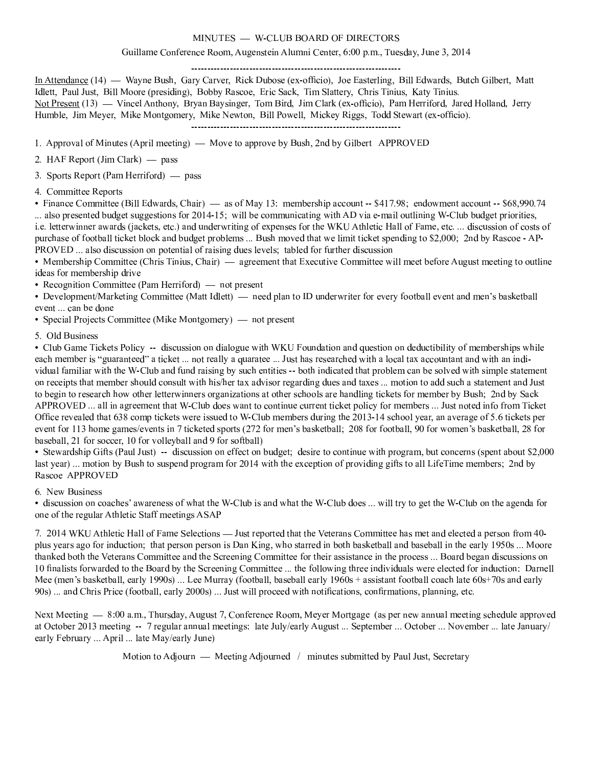MINUTES — W-CLUB BOARD OF DIRECTORS

Guillame Conference Room, Augenstein Alumni Center, 6:00 p.m., Tuesday, June 3, 2014

---

In Attendance (14) — Wayne Bush, Gary Carver, Rick Dubose (ex-officio), Joe Easterling, Bill Edwards, Butch Gilbert, Matt Idlett, Paul Just, Bill Moore (presiding), Bobby Rascoe, Eric Sack, Tim Slattery, Chris Tinius, Katy Tinius.
Not Present (13) — Vincel Anthony, Bryan Baysinger, Tom Bird, Jim Clark (ex-officio), Pam Herriford, Jared Holland, Jerry Humble, Jim Meyer, Mike Montgomery, Mike Newton, Bill Powell, Mickey Riggs, Todd Stewart (ex-officio).

---

1. Approval of Minutes (April meeting) — Move to approve by Bush, 2nd by Gilbert APPROVED

2. HAF Report (Jim Clark) — pass

3. Sports Report (Pam Herriford) — pass

4. Committee Reports

- Finance Committee (Bill Edwards, Chair) — as of May 13: membership account -- $417.98; endowment account -- $68,990.74 ... also presented budget suggestions for 2014-15; will be communicating with AD via e-mail outlining W-Club budget priorities, i.e. letterwinner awards (jackets, etc.) and underwriting of expenses for the WKU Athletic Hall of Fame, etc. ... discussion of costs of purchase of football ticket block and budget problems ... Bush moved that we limit ticket spending to $2,000; 2nd by Rascoe - APPROVED ... also discussion on potential of raising dues levels; tabled for further discussion
- Membership Committee (Chris Tinius, Chair) — agreement that Executive Committee will meet before August meeting to outline ideas for membership drive
- Recognition Committee (Pam Herriford) — not present
- Development/Marketing Committee (Matt Idlett) — need plan to ID underwriter for every football event and men's basketball event ... can be done
- Special Projects Committee (Mike Montgomery) — not present

5. Old Business

- Club Game Tickets Policy -- discussion on dialogue with WKU Foundation and question on deductibility of memberships while each member is "guaranteed" a ticket ... not really a quaratee ... Just has researched with a local tax accountant and with an individual familiar with the W-Club and fund raising by such entities -- both indicated that problem can be solved with simple statement on receipts that member should consult with his/her tax advisor regarding dues and taxes ... motion to add such a statement and Just to begin to research how other letterwinners organizations at other schools are handling tickets for member by Bush; 2nd by Sack APPROVED ... all in agreement that W-Club does want to continue current ticket policy for members ... Just noted info from Ticket Office revealed that 638 comp tickets were issued to W-Club members during the 2013-14 school year, an average of 5.6 tickets per event for 113 home games/events in 7 ticketed sports (272 for men's basketball; 208 for football, 90 for women's basketball, 28 for baseball, 21 for soccer, 10 for volleyball and 9 for softball)
- Stewardship Gifts (Paul Just) -- discussion on effect on budget; desire to continue with program, but concerns (spent about $2,000 last year) ... motion by Bush to suspend program for 2014 with the exception of providing gifts to all LifeTime members; 2nd by Rascoe APPROVED

6. New Business

- discussion on coaches' awareness of what the W-Club is and what the W-Club does ... will try to get the W-Club on the agenda for one of the regular Athletic Staff meetings ASAP

7. 2014 WKU Athletic Hall of Fame Selections — Just reported that the Veterans Committee has met and elected a person from 40-plus years ago for induction; that person person is Dan King, who starred in both basketball and baseball in the early 1950s ... Moore thanked both the Veterans Committee and the Screening Committee for their assistance in the process ... Board began discussions on 10 finalists forwarded to the Board by the Screening Committee ... the following three individuals were elected for induction: Darnell Mee (men's basketball, early 1990s) ... Lee Murray (football, baseball early 1960s + assistant football coach late 60s+70s and early 90s) ... and Chris Price (football, early 2000s) ... Just will proceed with notifications, confirmations, planning, etc.

Next Meeting — 8:00 a.m., Thursday, August 7, Conference Room, Meyer Mortgage (as per new annual meeting schedule approved at October 2013 meeting -- 7 regular annual meetings: late July/early August ... September ... October ... November ... late January/early February ... April ... late May/early June)

Motion to Adjourn — Meeting Adjourned / minutes submitted by Paul Just, Secretary